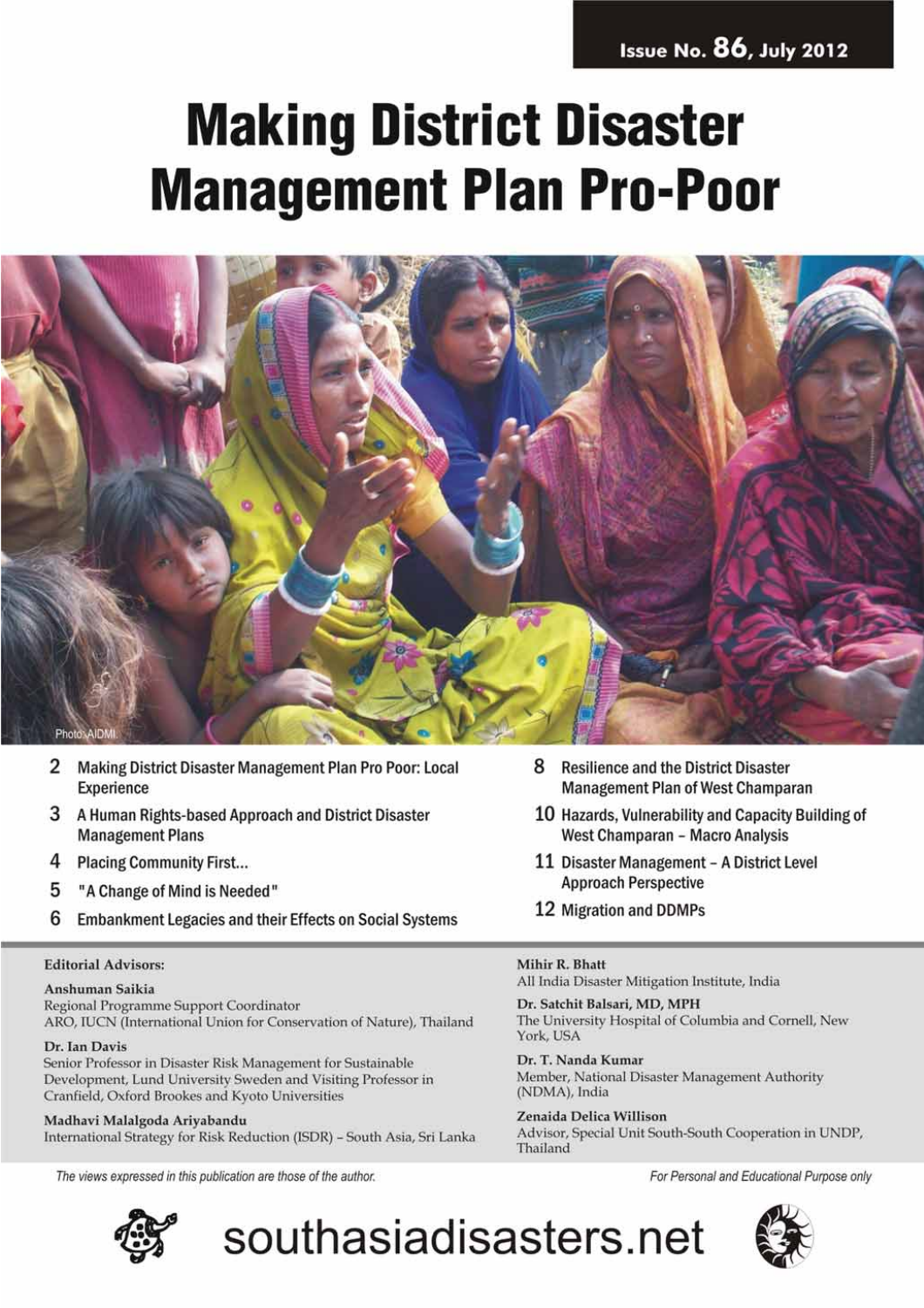Issue No. 86, July 2012

# Making District Disaster Management Plan Pro-Poor

Photo: AIDMI

- 2 Making District Disaster Management Plan Pro Poor: Local Experience
- 3 A Human Rights-based Approach and District Disaster Management Plans
- 4 Placing Community First...
- 5 "A Change of Mind is Needed"
- 6 Embankment Legacies and their Effects on Social Systems
- 8 Resilience and the District Disaster Management Plan of West Champaran
- 10 Hazards, Vulnerability and Capacity Building of West Champaran – Macro Analysis
- 11 Disaster Management – A District Level Approach Perspective
- 12 Migration and DDMPs

**Editorial Advisors:**

**Anshuman Saikia**
Regional Programme Support Coordinator
ARO, IUCN (International Union for Conservation of Nature), Thailand

**Dr. Ian Davis**
Senior Professor in Disaster Risk Management for Sustainable Development, Lund University Sweden and Visiting Professor in Cranfield, Oxford Brookes and Kyoto Universities

**Madhavi Malalgoda Ariyabandu**
International Strategy for Risk Reduction (ISDR) – South Asia, Sri Lanka

**Mihir R. Bhatt**
All India Disaster Mitigation Institute, India

**Dr. Satchit Balsari, MD, MPH**
The University Hospital of Columbia and Cornell, New York, USA

**Dr. T. Nanda Kumar**
Member, National Disaster Management Authority (NDMA), India

**Zenaida Delica Willison**
Advisor, Special Unit South-South Cooperation in UNDP, Thailand

*The views expressed in this publication are those of the author.*

*For Personal and Educational Purpose only*

southasiadisasters.net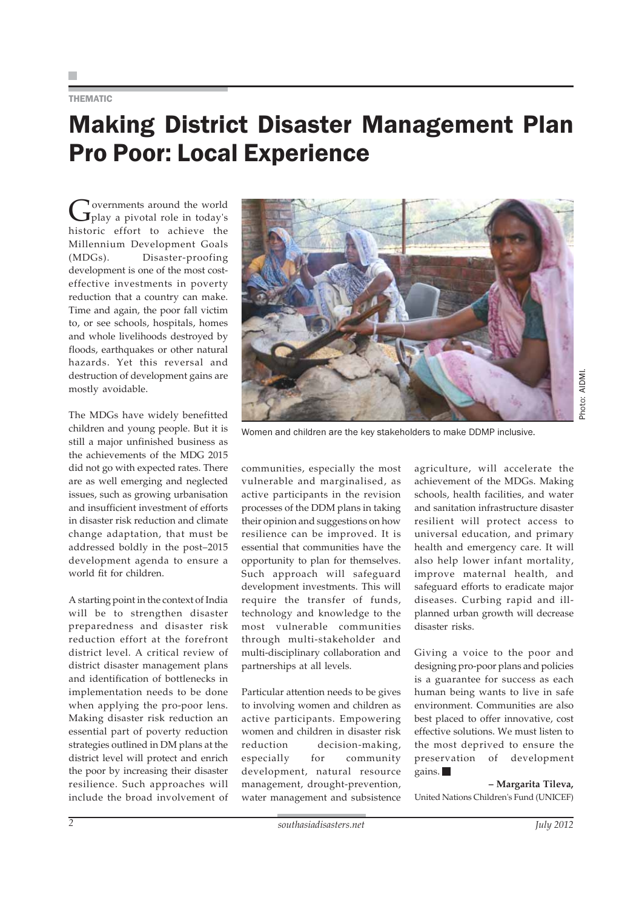THEMATIC

# Making District Disaster Management Plan Pro Poor: Local Experience

Governments around the world play a pivotal role in today's historic effort to achieve the Millennium Development Goals (MDGs). Disaster-proofing development is one of the most cost-effective investments in poverty reduction that a country can make. Time and again, the poor fall victim to, or see schools, hospitals, homes and whole livelihoods destroyed by floods, earthquakes or other natural hazards. Yet this reversal and destruction of development gains are mostly avoidable.

The MDGs have widely benefitted children and young people. But it is still a major unfinished business as the achievements of the MDG 2015 did not go with expected rates. There are as well emerging and neglected issues, such as growing urbanisation and insufficient investment of efforts in disaster risk reduction and climate change adaptation, that must be addressed boldly in the post–2015 development agenda to ensure a world fit for children.

A starting point in the context of India will be to strengthen disaster preparedness and disaster risk reduction effort at the forefront district level. A critical review of district disaster management plans and identification of bottlenecks in implementation needs to be done when applying the pro-poor lens. Making disaster risk reduction an essential part of poverty reduction strategies outlined in DM plans at the district level will protect and enrich the poor by increasing their disaster resilience. Such approaches will include the broad involvement of communities, especially the most vulnerable and marginalised, as active participants in the revision processes of the DDM plans in taking their opinion and suggestions on how resilience can be improved. It is essential that communities have the opportunity to plan for themselves. Such approach will safeguard development investments. This will require the transfer of funds, technology and knowledge to the most vulnerable communities through multi-stakeholder and multi-disciplinary collaboration and partnerships at all levels.

Women and children are the key stakeholders to make DDMP inclusive.

Photo: AIDMI.

Particular attention needs to be gives to involving women and children as active participants. Empowering women and children in disaster risk reduction decision-making, especially for community development, natural resource management, drought-prevention, water management and subsistence agriculture, will accelerate the achievement of the MDGs. Making schools, health facilities, and water and sanitation infrastructure disaster resilient will protect access to universal education, and primary health and emergency care. It will also help lower infant mortality, improve maternal health, and safeguard efforts to eradicate major diseases. Curbing rapid and ill-planned urban growth will decrease disaster risks.

Giving a voice to the poor and designing pro-poor plans and policies is a guarantee for success as each human being wants to live in safe environment. Communities are also best placed to offer innovative, cost effective solutions. We must listen to the most deprived to ensure the preservation of development gains. ■

**– Margarita Tileva,**
United Nations Children's Fund (UNICEF)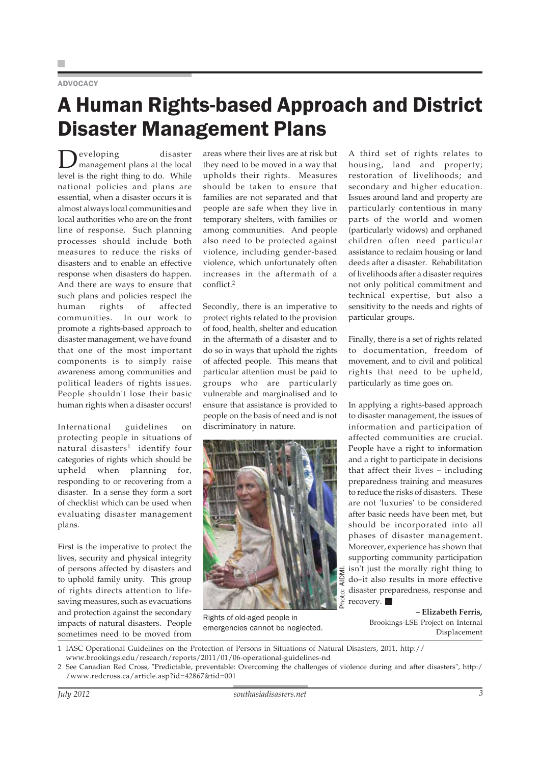ADVOCACY

# A Human Rights-based Approach and District Disaster Management Plans

Developing disaster management plans at the local level is the right thing to do. While national policies and plans are essential, when a disaster occurs it is almost always local communities and local authorities who are on the front line of response. Such planning processes should include both measures to reduce the risks of disasters and to enable an effective response when disasters do happen. And there are ways to ensure that such plans and policies respect the human rights of affected communities. In our work to promote a rights-based approach to disaster management, we have found that one of the most important components is to simply raise awareness among communities and political leaders of rights issues. People shouldn't lose their basic human rights when a disaster occurs!

International guidelines on protecting people in situations of natural disasters[1] identify four categories of rights which should be upheld when planning for, responding to or recovering from a disaster. In a sense they form a sort of checklist which can be used when evaluating disaster management plans.

First is the imperative to protect the lives, security and physical integrity of persons affected by disasters and to uphold family unity. This group of rights directs attention to life-saving measures, such as evacuations and protection against the secondary impacts of natural disasters. People sometimes need to be moved from areas where their lives are at risk but they need to be moved in a way that upholds their rights. Measures should be taken to ensure that families are not separated and that people are safe when they live in temporary shelters, with families or among communities. And people also need to be protected against violence, including gender-based violence, which unfortunately often increases in the aftermath of a conflict.[2]

Secondly, there is an imperative to protect rights related to the provision of food, health, shelter and education in the aftermath of a disaster and to do so in ways that uphold the rights of affected people. This means that particular attention must be paid to groups who are particularly vulnerable and marginalised and to ensure that assistance is provided to people on the basis of need and is not discriminatory in nature.

Photo: AIDMI.

Rights of old-aged people in emergencies cannot be neglected.

A third set of rights relates to housing, land and property; restoration of livelihoods; and secondary and higher education. Issues around land and property are particularly contentious in many parts of the world and women (particularly widows) and orphaned children often need particular assistance to reclaim housing or land deeds after a disaster. Rehabilitation of livelihoods after a disaster requires not only political commitment and technical expertise, but also a sensitivity to the needs and rights of particular groups.

Finally, there is a set of rights related to documentation, freedom of movement, and to civil and political rights that need to be upheld, particularly as time goes on.

In applying a rights-based approach to disaster management, the issues of information and participation of affected communities are crucial. People have a right to information and a right to participate in decisions that affect their lives – including preparedness training and measures to reduce the risks of disasters. These are not 'luxuries' to be considered after basic needs have been met, but should be incorporated into all phases of disaster management. Moreover, experience has shown that supporting community participation isn't just the morally right thing to do–it also results in more effective disaster preparedness, response and recovery. ■

**– Elizabeth Ferris,**
Brookings-LSE Project on Internal Displacement

1 IASC Operational Guidelines on the Protection of Persons in Situations of Natural Disasters, 2011, http://www.brookings.edu/research/reports/2011/01/06-operational-guidelines-nd

2 See Canadian Red Cross, "Predictable, preventable: Overcoming the challenges of violence during and after disasters", http://www.redcross.ca/article.asp?id=42867&tid=001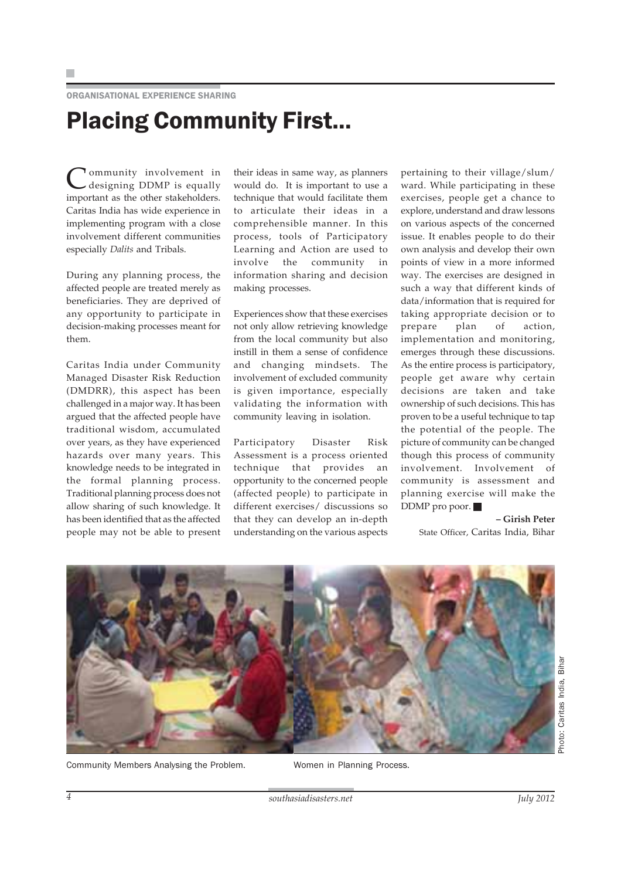ORGANISATIONAL EXPERIENCE SHARING

# Placing Community First...

Community involvement in designing DDMP is equally important as the other stakeholders. Caritas India has wide experience in implementing program with a close involvement different communities especially *Dalits* and Tribals.

During any planning process, the affected people are treated merely as beneficiaries. They are deprived of any opportunity to participate in decision-making processes meant for them.

Caritas India under Community Managed Disaster Risk Reduction (DMDRR), this aspect has been challenged in a major way. It has been argued that the affected people have traditional wisdom, accumulated over years, as they have experienced hazards over many years. This knowledge needs to be integrated in the formal planning process. Traditional planning process does not allow sharing of such knowledge. It has been identified that as the affected people may not be able to present their ideas in same way, as planners would do. It is important to use a technique that would facilitate them to articulate their ideas in a comprehensible manner. In this process, tools of Participatory Learning and Action are used to involve the community in information sharing and decision making processes.

Experiences show that these exercises not only allow retrieving knowledge from the local community but also instill in them a sense of confidence and changing mindsets. The involvement of excluded community is given importance, especially validating the information with community leaving in isolation.

Participatory Disaster Risk Assessment is a process oriented technique that provides an opportunity to the concerned people (affected people) to participate in different exercises/ discussions so that they can develop an in-depth understanding on the various aspects pertaining to their village/slum/ ward. While participating in these exercises, people get a chance to explore, understand and draw lessons on various aspects of the concerned issue. It enables people to do their own analysis and develop their own points of view in a more informed way. The exercises are designed in such a way that different kinds of data/information that is required for taking appropriate decision or to prepare plan of action, implementation and monitoring, emerges through these discussions. As the entire process is participatory, people get aware why certain decisions are taken and take ownership of such decisions. This has proven to be a useful technique to tap the potential of the people. The picture of community can be changed though this process of community involvement. Involvement of community is assessment and planning exercise will make the DDMP pro poor. ■

**– Girish Peter**
State Officer, Caritas India, Bihar

Community Members Analysing the Problem.

Women in Planning Process.

Photo: Caritas India, Bihar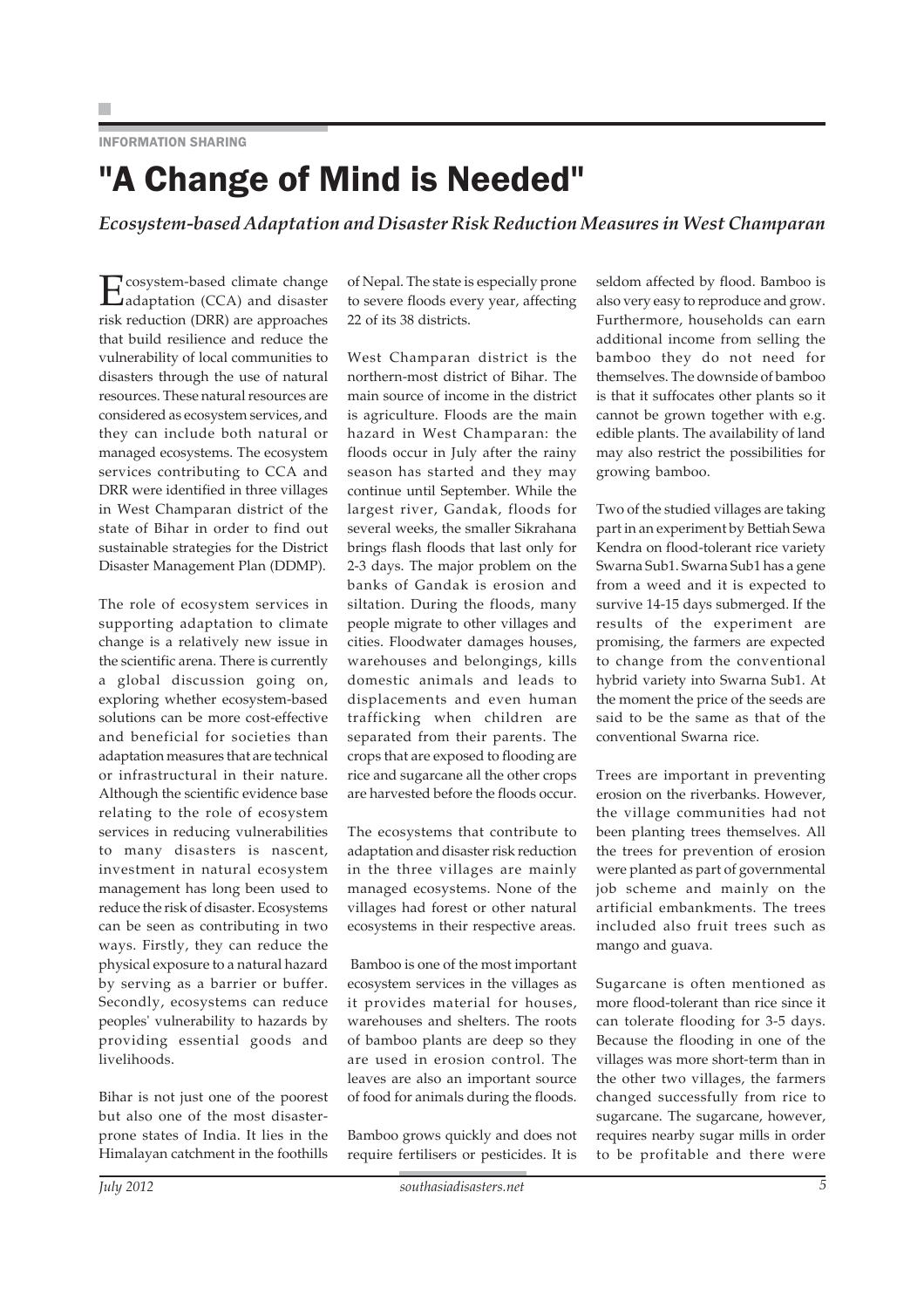INFORMATION SHARING

# "A Change of Mind is Needed"

*Ecosystem-based Adaptation and Disaster Risk Reduction Measures in West Champaran*

Ecosystem-based climate change adaptation (CCA) and disaster risk reduction (DRR) are approaches that build resilience and reduce the vulnerability of local communities to disasters through the use of natural resources. These natural resources are considered as ecosystem services, and they can include both natural or managed ecosystems. The ecosystem services contributing to CCA and DRR were identified in three villages in West Champaran district of the state of Bihar in order to find out sustainable strategies for the District Disaster Management Plan (DDMP).

The role of ecosystem services in supporting adaptation to climate change is a relatively new issue in the scientific arena. There is currently a global discussion going on, exploring whether ecosystem-based solutions can be more cost-effective and beneficial for societies than adaptation measures that are technical or infrastructural in their nature. Although the scientific evidence base relating to the role of ecosystem services in reducing vulnerabilities to many disasters is nascent, investment in natural ecosystem management has long been used to reduce the risk of disaster. Ecosystems can be seen as contributing in two ways. Firstly, they can reduce the physical exposure to a natural hazard by serving as a barrier or buffer. Secondly, ecosystems can reduce peoples' vulnerability to hazards by providing essential goods and livelihoods.

Bihar is not just one of the poorest but also one of the most disaster-prone states of India. It lies in the Himalayan catchment in the foothills of Nepal. The state is especially prone to severe floods every year, affecting 22 of its 38 districts.

West Champaran district is the northern-most district of Bihar. The main source of income in the district is agriculture. Floods are the main hazard in West Champaran: the floods occur in July after the rainy season has started and they may continue until September. While the largest river, Gandak, floods for several weeks, the smaller Sikrahana brings flash floods that last only for 2-3 days. The major problem on the banks of Gandak is erosion and siltation. During the floods, many people migrate to other villages and cities. Floodwater damages houses, warehouses and belongings, kills domestic animals and leads to displacements and even human trafficking when children are separated from their parents. The crops that are exposed to flooding are rice and sugarcane all the other crops are harvested before the floods occur.

The ecosystems that contribute to adaptation and disaster risk reduction in the three villages are mainly managed ecosystems. None of the villages had forest or other natural ecosystems in their respective areas.

Bamboo is one of the most important ecosystem services in the villages as it provides material for houses, warehouses and shelters. The roots of bamboo plants are deep so they are used in erosion control. The leaves are also an important source of food for animals during the floods.

Bamboo grows quickly and does not require fertilisers or pesticides. It is seldom affected by flood. Bamboo is also very easy to reproduce and grow. Furthermore, households can earn additional income from selling the bamboo they do not need for themselves. The downside of bamboo is that it suffocates other plants so it cannot be grown together with e.g. edible plants. The availability of land may also restrict the possibilities for growing bamboo.

Two of the studied villages are taking part in an experiment by Bettiah Sewa Kendra on flood-tolerant rice variety Swarna Sub1. Swarna Sub1 has a gene from a weed and it is expected to survive 14-15 days submerged. If the results of the experiment are promising, the farmers are expected to change from the conventional hybrid variety into Swarna Sub1. At the moment the price of the seeds are said to be the same as that of the conventional Swarna rice.

Trees are important in preventing erosion on the riverbanks. However, the village communities had not been planting trees themselves. All the trees for prevention of erosion were planted as part of governmental job scheme and mainly on the artificial embankments. The trees included also fruit trees such as mango and guava.

Sugarcane is often mentioned as more flood-tolerant than rice since it can tolerate flooding for 3-5 days. Because the flooding in one of the villages was more short-term than in the other two villages, the farmers changed successfully from rice to sugarcane. The sugarcane, however, requires nearby sugar mills in order to be profitable and there were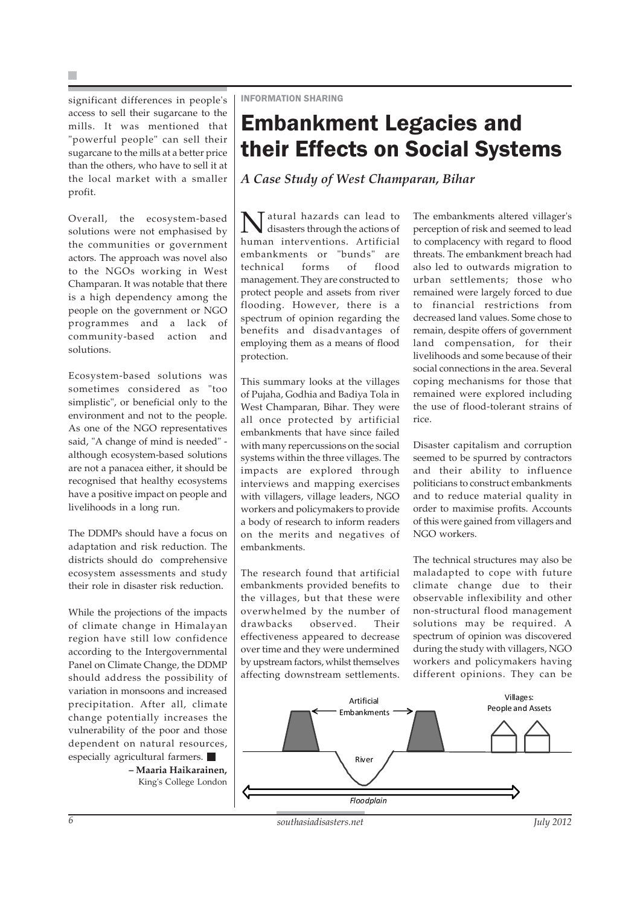significant differences in people's access to sell their sugarcane to the mills. It was mentioned that "powerful people" can sell their sugarcane to the mills at a better price than the others, who have to sell it at the local market with a smaller profit.

Overall, the ecosystem-based solutions were not emphasised by the communities or government actors. The approach was novel also to the NGOs working in West Champaran. It was notable that there is a high dependency among the people on the government or NGO programmes and a lack of community-based action and solutions.

Ecosystem-based solutions was sometimes considered as "too simplistic", or beneficial only to the environment and not to the people. As one of the NGO representatives said, "A change of mind is needed" - although ecosystem-based solutions are not a panacea either, it should be recognised that healthy ecosystems have a positive impact on people and livelihoods in a long run.

The DDMPs should have a focus on adaptation and risk reduction. The districts should do comprehensive ecosystem assessments and study their role in disaster risk reduction.

While the projections of the impacts of climate change in Himalayan region have still low confidence according to the Intergovernmental Panel on Climate Change, the DDMP should address the possibility of variation in monsoons and increased precipitation. After all, climate change potentially increases the vulnerability of the poor and those dependent on natural resources, especially agricultural farmers.

**– Maaria Haikarainen,**
King's College London

INFORMATION SHARING

# Embankment Legacies and their Effects on Social Systems

### *A Case Study of West Champaran, Bihar*

Natural hazards can lead to disasters through the actions of human interventions. Artificial embankments or "bunds" are technical forms of flood management. They are constructed to protect people and assets from river flooding. However, there is a spectrum of opinion regarding the benefits and disadvantages of employing them as a means of flood protection.

This summary looks at the villages of Pujaha, Godhia and Badiya Tola in West Champaran, Bihar. They were all once protected by artificial embankments that have since failed with many repercussions on the social systems within the three villages. The impacts are explored through interviews and mapping exercises with villagers, village leaders, NGO workers and policymakers to provide a body of research to inform readers on the merits and negatives of embankments.

The research found that artificial embankments provided benefits to the villages, but that these were overwhelmed by the number of drawbacks observed. Their effectiveness appeared to decrease over time and they were undermined by upstream factors, whilst themselves affecting downstream settlements.

The embankments altered villager's perception of risk and seemed to lead to complacency with regard to flood threats. The embankment breach had also led to outwards migration to urban settlements; those who remained were largely forced to due to financial restrictions from decreased land values. Some chose to remain, despite offers of government land compensation, for their livelihoods and some because of their social connections in the area. Several coping mechanisms for those that remained were explored including the use of flood-tolerant strains of rice.

Disaster capitalism and corruption seemed to be spurred by contractors and their ability to influence politicians to construct embankments and to reduce material quality in order to maximise profits. Accounts of this were gained from villagers and NGO workers.

The technical structures may also be maladapted to cope with future climate change due to their observable inflexibility and other non-structural flood management solutions may be required. A spectrum of opinion was discovered during the study with villagers, NGO workers and policymakers having different opinions. They can be

Artificial Embankments | Villages: People and Assets | River | *Floodplain*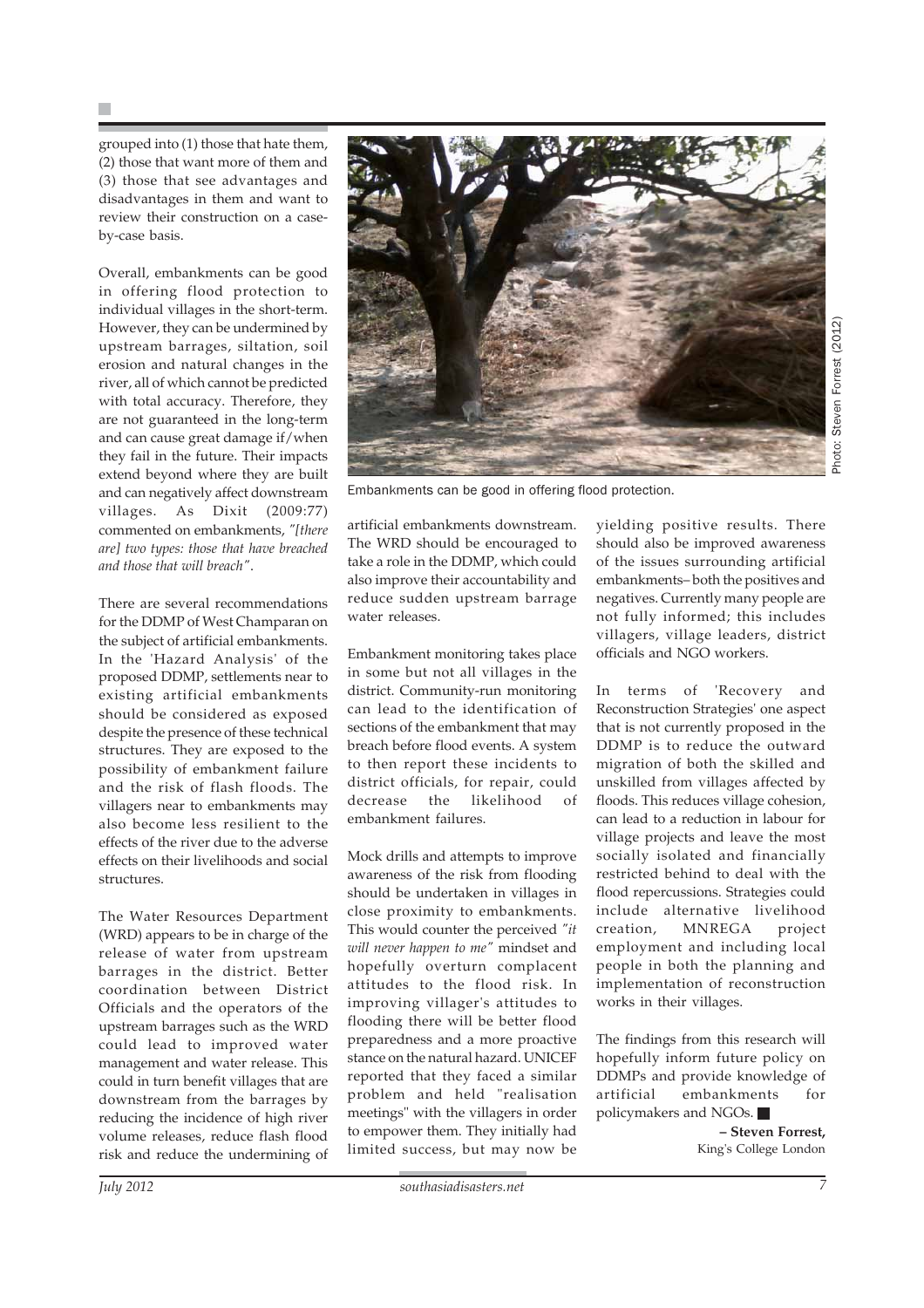grouped into (1) those that hate them, (2) those that want more of them and (3) those that see advantages and disadvantages in them and want to review their construction on a case-by-case basis.

Overall, embankments can be good in offering flood protection to individual villages in the short-term. However, they can be undermined by upstream barrages, siltation, soil erosion and natural changes in the river, all of which cannot be predicted with total accuracy. Therefore, they are not guaranteed in the long-term and can cause great damage if/when they fail in the future. Their impacts extend beyond where they are built and can negatively affect downstream villages. As Dixit (2009:77) commented on embankments, *"[there are] two types: those that have breached and those that will breach"*.

There are several recommendations for the DDMP of West Champaran on the subject of artificial embankments. In the 'Hazard Analysis' of the proposed DDMP, settlements near to existing artificial embankments should be considered as exposed despite the presence of these technical structures. They are exposed to the possibility of embankment failure and the risk of flash floods. The villagers near to embankments may also become less resilient to the effects of the river due to the adverse effects on their livelihoods and social structures.

The Water Resources Department (WRD) appears to be in charge of the release of water from upstream barrages in the district. Better coordination between District Officials and the operators of the upstream barrages such as the WRD could lead to improved water management and water release. This could in turn benefit villages that are downstream from the barrages by reducing the incidence of high river volume releases, reduce flash flood risk and reduce the undermining of artificial embankments downstream. The WRD should be encouraged to take a role in the DDMP, which could also improve their accountability and reduce sudden upstream barrage water releases.

Embankments can be good in offering flood protection.

Photo: Steven Forrest (2012)

Embankment monitoring takes place in some but not all villages in the district. Community-run monitoring can lead to the identification of sections of the embankment that may breach before flood events. A system to then report these incidents to district officials, for repair, could decrease the likelihood of embankment failures.

Mock drills and attempts to improve awareness of the risk from flooding should be undertaken in villages in close proximity to embankments. This would counter the perceived *"it will never happen to me"* mindset and hopefully overturn complacent attitudes to the flood risk. In improving villager's attitudes to flooding there will be better flood preparedness and a more proactive stance on the natural hazard. UNICEF reported that they faced a similar problem and held "realisation meetings" with the villagers in order to empower them. They initially had limited success, but may now be yielding positive results. There should also be improved awareness of the issues surrounding artificial embankments– both the positives and negatives. Currently many people are not fully informed; this includes villagers, village leaders, district officials and NGO workers.

In terms of 'Recovery and Reconstruction Strategies' one aspect that is not currently proposed in the DDMP is to reduce the outward migration of both the skilled and unskilled from villages affected by floods. This reduces village cohesion, can lead to a reduction in labour for village projects and leave the most socially isolated and financially restricted behind to deal with the flood repercussions. Strategies could include alternative livelihood creation, MNREGA project employment and including local people in both the planning and implementation of reconstruction works in their villages.

The findings from this research will hopefully inform future policy on DDMPs and provide knowledge of artificial embankments for policymakers and NGOs.

**– Steven Forrest,**
King's College London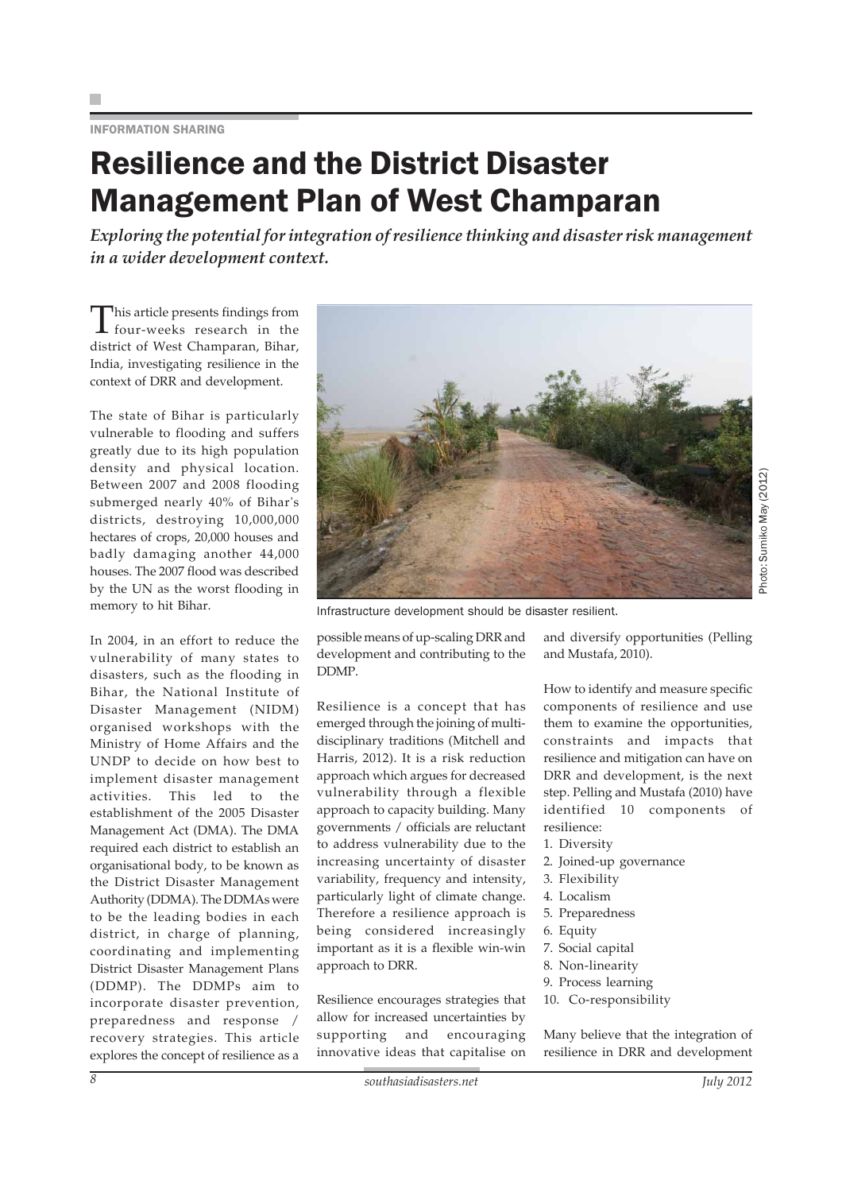INFORMATION SHARING

# Resilience and the District Disaster Management Plan of West Champaran

*Exploring the potential for integration of resilience thinking and disaster risk management in a wider development context.*

This article presents findings from four-weeks research in the district of West Champaran, Bihar, India, investigating resilience in the context of DRR and development.

The state of Bihar is particularly vulnerable to flooding and suffers greatly due to its high population density and physical location. Between 2007 and 2008 flooding submerged nearly 40% of Bihar's districts, destroying 10,000,000 hectares of crops, 20,000 houses and badly damaging another 44,000 houses. The 2007 flood was described by the UN as the worst flooding in memory to hit Bihar.

In 2004, in an effort to reduce the vulnerability of many states to disasters, such as the flooding in Bihar, the National Institute of Disaster Management (NIDM) organised workshops with the Ministry of Home Affairs and the UNDP to decide on how best to implement disaster management activities. This led to the establishment of the 2005 Disaster Management Act (DMA). The DMA required each district to establish an organisational body, to be known as the District Disaster Management Authority (DDMA). The DDMAs were to be the leading bodies in each district, in charge of planning, coordinating and implementing District Disaster Management Plans (DDMP). The DDMPs aim to incorporate disaster prevention, preparedness and response / recovery strategies. This article explores the concept of resilience as a possible means of up-scaling DRR and development and contributing to the DDMP.

Infrastructure development should be disaster resilient.

Photo: Sumiko May (2012)

Resilience is a concept that has emerged through the joining of multi-disciplinary traditions (Mitchell and Harris, 2012). It is a risk reduction approach which argues for decreased vulnerability through a flexible approach to capacity building. Many governments / officials are reluctant to address vulnerability due to the increasing uncertainty of disaster variability, frequency and intensity, particularly light of climate change. Therefore a resilience approach is being considered increasingly important as it is a flexible win-win approach to DRR.

Resilience encourages strategies that allow for increased uncertainties by supporting and encouraging innovative ideas that capitalise on and diversify opportunities (Pelling and Mustafa, 2010).

How to identify and measure specific components of resilience and use them to examine the opportunities, constraints and impacts that resilience and mitigation can have on DRR and development, is the next step. Pelling and Mustafa (2010) have identified 10 components of resilience:

1. Diversity
2. Joined-up governance
3. Flexibility
4. Localism
5. Preparedness
6. Equity
7. Social capital
8. Non-linearity
9. Process learning
10. Co-responsibility

Many believe that the integration of resilience in DRR and development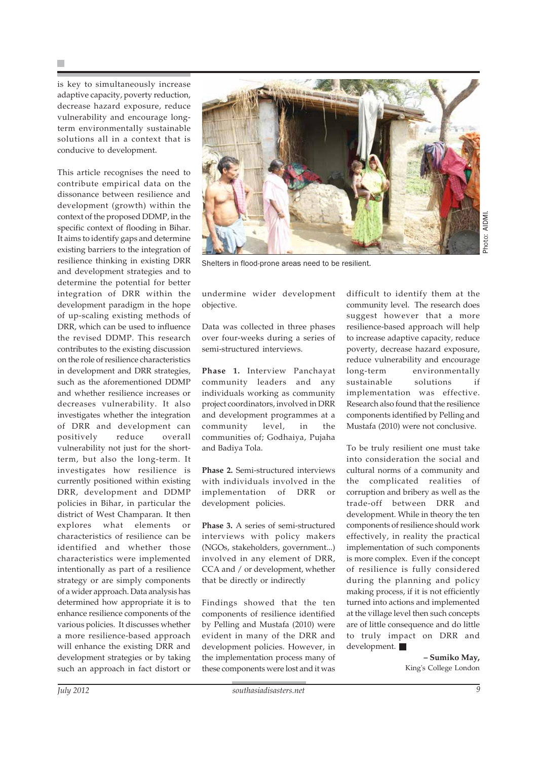is key to simultaneously increase adaptive capacity, poverty reduction, decrease hazard exposure, reduce vulnerability and encourage long-term environmentally sustainable solutions all in a context that is conducive to development.

This article recognises the need to contribute empirical data on the dissonance between resilience and development (growth) within the context of the proposed DDMP, in the specific context of flooding in Bihar. It aims to identify gaps and determine existing barriers to the integration of resilience thinking in existing DRR and development strategies and to determine the potential for better integration of DRR within the development paradigm in the hope of up-scaling existing methods of DRR, which can be used to influence the revised DDMP. This research contributes to the existing discussion on the role of resilience characteristics in development and DRR strategies, such as the aforementioned DDMP and whether resilience increases or decreases vulnerability. It also investigates whether the integration of DRR and development can positively reduce overall vulnerability not just for the short-term, but also the long-term. It investigates how resilience is currently positioned within existing DRR, development and DDMP policies in Bihar, in particular the district of West Champaran. It then explores what elements or characteristics of resilience can be identified and whether those characteristics were implemented intentionally as part of a resilience strategy or are simply components of a wider approach. Data analysis has determined how appropriate it is to enhance resilience components of the various policies. It discusses whether a more resilience-based approach will enhance the existing DRR and development strategies or by taking such an approach in fact distort or undermine wider development objective.

Shelters in flood-prone areas need to be resilient.

Photo: AIDMI.

Data was collected in three phases over four-weeks during a series of semi-structured interviews.

**Phase 1.** Interview Panchayat community leaders and any individuals working as community project coordinators, involved in DRR and development programmes at a community level, in the communities of; Godhaiya, Pujaha and Badiya Tola.

**Phase 2.** Semi-structured interviews with individuals involved in the implementation of DRR or development policies.

**Phase 3.** A series of semi-structured interviews with policy makers (NGOs, stakeholders, government...) involved in any element of DRR, CCA and / or development, whether that be directly or indirectly

Findings showed that the ten components of resilience identified by Pelling and Mustafa (2010) were evident in many of the DRR and development policies. However, in the implementation process many of these components were lost and it was difficult to identify them at the community level. The research does suggest however that a more resilience-based approach will help to increase adaptive capacity, reduce poverty, decrease hazard exposure, reduce vulnerability and encourage long-term environmentally sustainable solutions if implementation was effective. Research also found that the resilience components identified by Pelling and Mustafa (2010) were not conclusive.

To be truly resilient one must take into consideration the social and cultural norms of a community and the complicated realities of corruption and bribery as well as the trade-off between DRR and development. While in theory the ten components of resilience should work effectively, in reality the practical implementation of such components is more complex. Even if the concept of resilience is fully considered during the planning and policy making process, if it is not efficiently turned into actions and implemented at the village level then such concepts are of little consequence and do little to truly impact on DRR and development. ■

**– Sumiko May,**
King's College London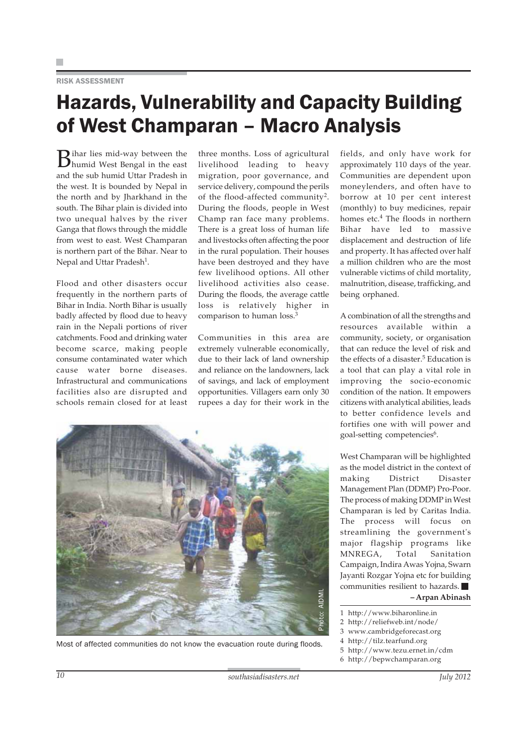RISK ASSESSMENT

# Hazards, Vulnerability and Capacity Building of West Champaran – Macro Analysis

Bihar lies mid-way between the humid West Bengal in the east and the sub humid Uttar Pradesh in the west. It is bounded by Nepal in the north and by Jharkhand in the south. The Bihar plain is divided into two unequal halves by the river Ganga that flows through the middle from west to east. West Champaran is northern part of the Bihar. Near to Nepal and Uttar Pradesh[1].

Flood and other disasters occur frequently in the northern parts of Bihar in India. North Bihar is usually badly affected by flood due to heavy rain in the Nepali portions of river catchments. Food and drinking water become scarce, making people consume contaminated water which cause water borne diseases. Infrastructural and communications facilities also are disrupted and schools remain closed for at least three months. Loss of agricultural livelihood leading to heavy migration, poor governance, and service delivery, compound the perils of the flood-affected community[2]. During the floods, people in West Champ ran face many problems. There is a great loss of human life and livestocks often affecting the poor in the rural population. Their houses have been destroyed and they have few livelihood options. All other livelihood activities also cease. During the floods, the average cattle loss is relatively higher in comparison to human loss.[3]

Communities in this area are extremely vulnerable economically, due to their lack of land ownership and reliance on the landowners, lack of savings, and lack of employment opportunities. Villagers earn only 30 rupees a day for their work in the fields, and only have work for approximately 110 days of the year. Communities are dependent upon moneylenders, and often have to borrow at 10 per cent interest (monthly) to buy medicines, repair homes etc.[4] The floods in northern Bihar have led to massive displacement and destruction of life and property. It has affected over half a million children who are the most vulnerable victims of child mortality, malnutrition, disease, trafficking, and being orphaned.

Photo: AIDMI.

Most of affected communities do not know the evacuation route during floods.

A combination of all the strengths and resources available within a community, society, or organisation that can reduce the level of risk and the effects of a disaster.[5] Education is a tool that can play a vital role in improving the socio-economic condition of the nation. It empowers citizens with analytical abilities, leads to better confidence levels and fortifies one with will power and goal-setting competencies[6].

West Champaran will be highlighted as the model district in the context of making District Disaster Management Plan (DDMP) Pro-Poor. The process of making DDMP in West Champaran is led by Caritas India. The process will focus on streamlining the government's major flagship programs like MNREGA, Total Sanitation Campaign, Indira Awas Yojna, Swarn Jayanti Rozgar Yojna etc for building communities resilient to hazards. ■

**– Arpan Abinash**

1 http://www.biharonline.in
2 http://reliefweb.int/node/
3 www.cambridgeforecast.org
4 http://tilz.tearfund.org
5 http://www.tezu.ernet.in/cdm
6 http://bepwchamparan.org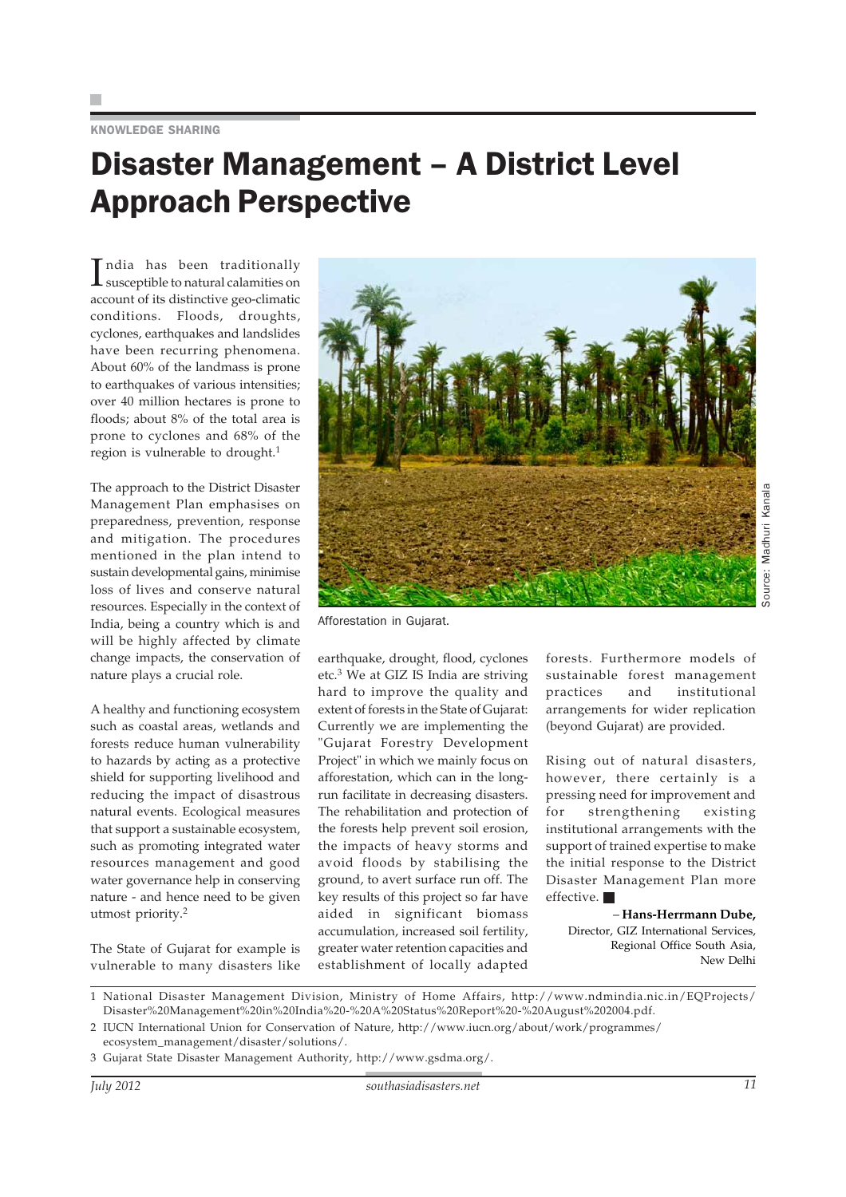KNOWLEDGE SHARING

# Disaster Management – A District Level Approach Perspective

India has been traditionally susceptible to natural calamities on account of its distinctive geo-climatic conditions. Floods, droughts, cyclones, earthquakes and landslides have been recurring phenomena. About 60% of the landmass is prone to earthquakes of various intensities; over 40 million hectares is prone to floods; about 8% of the total area is prone to cyclones and 68% of the region is vulnerable to drought.[1]

The approach to the District Disaster Management Plan emphasises on preparedness, prevention, response and mitigation. The procedures mentioned in the plan intend to sustain developmental gains, minimise loss of lives and conserve natural resources. Especially in the context of India, being a country which is and will be highly affected by climate change impacts, the conservation of nature plays a crucial role.

A healthy and functioning ecosystem such as coastal areas, wetlands and forests reduce human vulnerability to hazards by acting as a protective shield for supporting livelihood and reducing the impact of disastrous natural events. Ecological measures that support a sustainable ecosystem, such as promoting integrated water resources management and good water governance help in conserving nature - and hence need to be given utmost priority.[2]

The State of Gujarat for example is vulnerable to many disasters like earthquake, drought, flood, cyclones etc.[3] We at GIZ IS India are striving hard to improve the quality and extent of forests in the State of Gujarat: Currently we are implementing the "Gujarat Forestry Development Project" in which we mainly focus on afforestation, which can in the long-run facilitate in decreasing disasters. The rehabilitation and protection of the forests help prevent soil erosion, the impacts of heavy storms and avoid floods by stabilising the ground, to avert surface run off. The key results of this project so far have aided in significant biomass accumulation, increased soil fertility, greater water retention capacities and establishment of locally adapted forests. Furthermore models of sustainable forest management practices and institutional arrangements for wider replication (beyond Gujarat) are provided.

Afforestation in Gujarat.

Source: Madhuri Kanala

Rising out of natural disasters, however, there certainly is a pressing need for improvement and for strengthening existing institutional arrangements with the support of trained expertise to make the initial response to the District Disaster Management Plan more effective. ■

– **Hans-Herrmann Dube,**
Director, GIZ International Services,
Regional Office South Asia,
New Delhi

1 National Disaster Management Division, Ministry of Home Affairs, http://www.ndmindia.nic.in/EQProjects/Disaster%20Management%20in%20India%20-%20A%20Status%20Report%20-%20August%202004.pdf.

2 IUCN International Union for Conservation of Nature, http://www.iucn.org/about/work/programmes/ecosystem_management/disaster/solutions/.

3 Gujarat State Disaster Management Authority, http://www.gsdma.org/.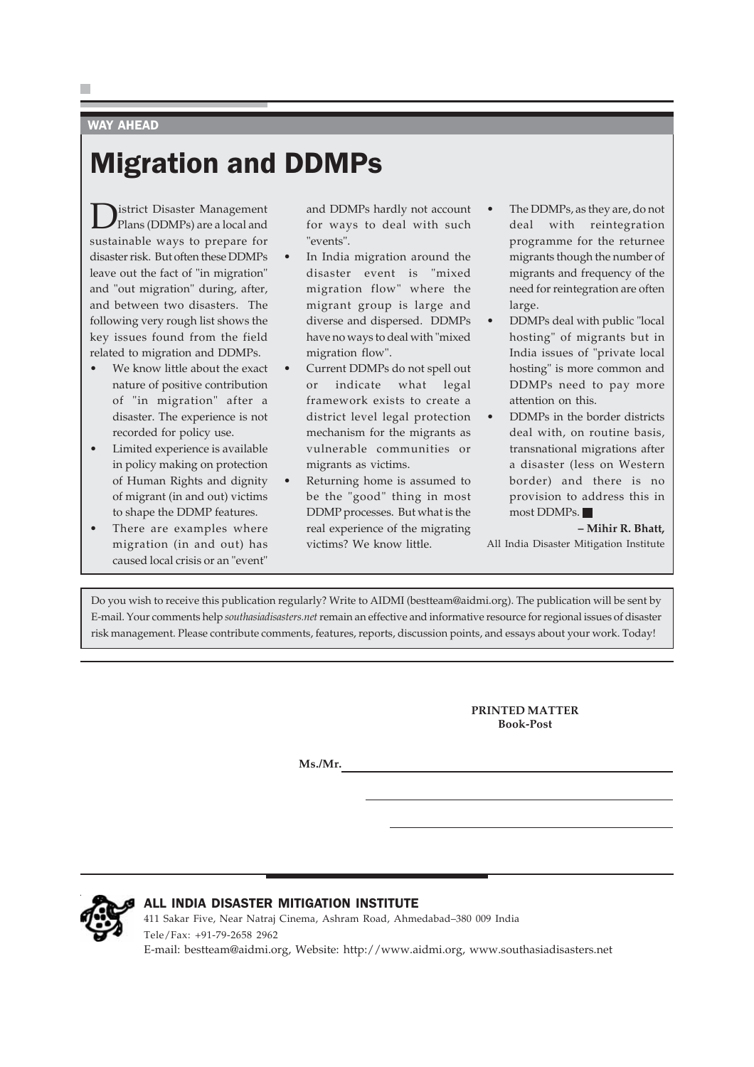WAY AHEAD

# Migration and DDMPs

District Disaster Management Plans (DDMPs) are a local and sustainable ways to prepare for disaster risk. But often these DDMPs leave out the fact of "in migration" and "out migration" during, after, and between two disasters. The following very rough list shows the key issues found from the field related to migration and DDMPs.

- We know little about the exact nature of positive contribution of "in migration" after a disaster. The experience is not recorded for policy use.
- Limited experience is available in policy making on protection of Human Rights and dignity of migrant (in and out) victims to shape the DDMP features.
- There are examples where migration (in and out) has caused local crisis or an "event" and DDMPs hardly not account for ways to deal with such "events".
- In India migration around the disaster event is "mixed migration flow" where the migrant group is large and diverse and dispersed. DDMPs have no ways to deal with "mixed migration flow".
- Current DDMPs do not spell out or indicate what legal framework exists to create a district level legal protection mechanism for the migrants as vulnerable communities or migrants as victims.
- Returning home is assumed to be the "good" thing in most DDMP processes. But what is the real experience of the migrating victims? We know little.
- The DDMPs, as they are, do not deal with reintegration programme for the returnee migrants though the number of migrants and frequency of the need for reintegration are often large.
- DDMPs deal with public "local hosting" of migrants but in India issues of "private local hosting" is more common and DDMPs need to pay more attention on this.
- DDMPs in the border districts deal with, on routine basis, transnational migrations after a disaster (less on Western border) and there is no provision to address this in most DDMPs. ■

**– Mihir R. Bhatt,**
All India Disaster Mitigation Institute

Do you wish to receive this publication regularly? Write to AIDMI (bestteam@aidmi.org). The publication will be sent by E-mail. Your comments help *southasiadisasters.net* remain an effective and informative resource for regional issues of disaster risk management. Please contribute comments, features, reports, discussion points, and essays about your work. Today!

**PRINTED MATTER**
**Book-Post**

**Ms./Mr.** ______________________________

______________________________

______________________________

**ALL INDIA DISASTER MITIGATION INSTITUTE**

411 Sakar Five, Near Natraj Cinema, Ashram Road, Ahmedabad–380 009 India
Tele/Fax: +91-79-2658 2962
E-mail: bestteam@aidmi.org, Website: http://www.aidmi.org, www.southasiadisasters.net